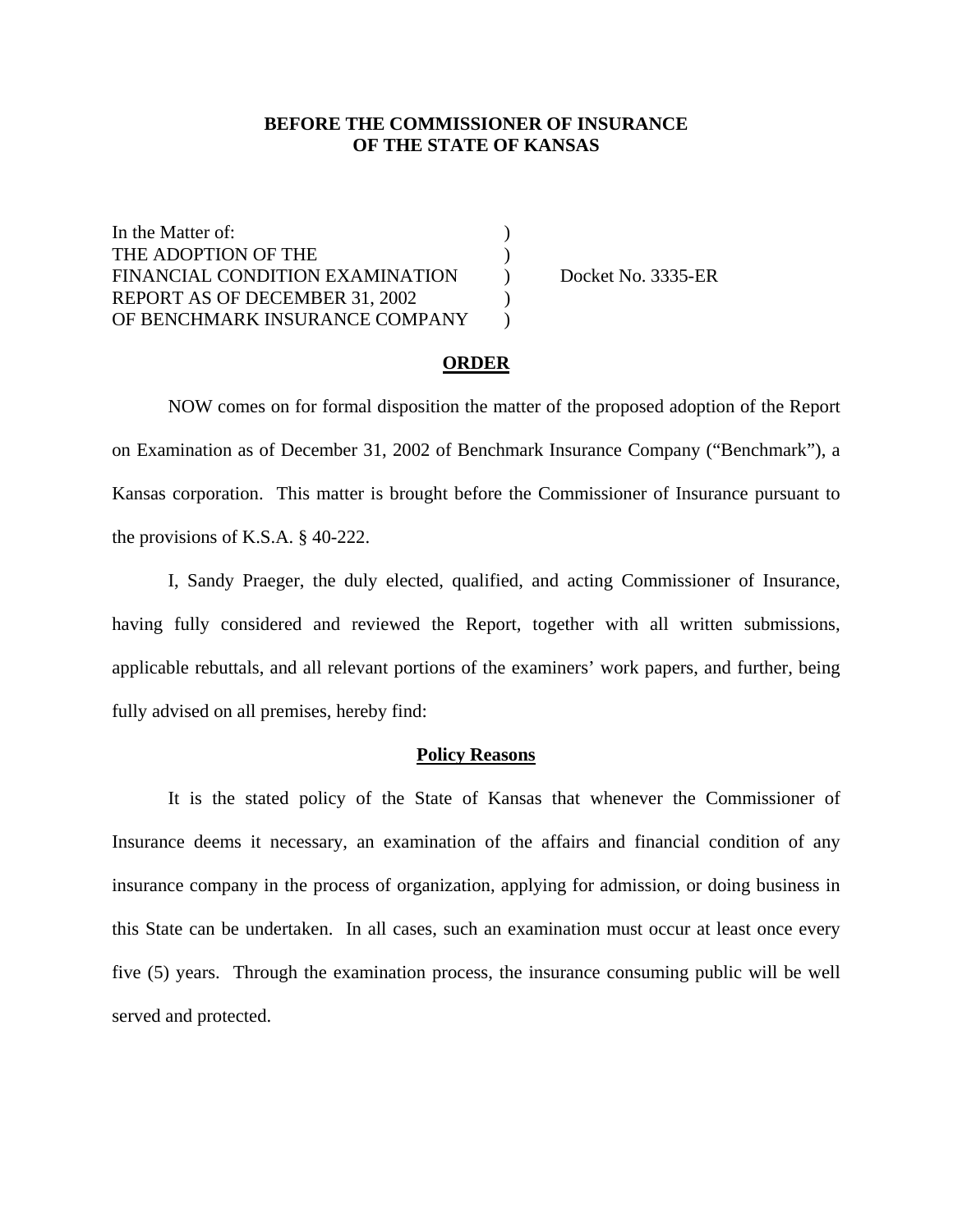**BEFORE THE COMMISSIONER OF INSURANCE**
**OF THE STATE OF KANSAS**

| | | |
|---|---|---|
| In the Matter of: | ) | |
| THE ADOPTION OF THE | ) | |
| FINANCIAL CONDITION EXAMINATION | ) | Docket No. 3335-ER |
| REPORT AS OF DECEMBER 31, 2002 | ) | |
| OF BENCHMARK INSURANCE COMPANY | ) | |

**ORDER**

NOW comes on for formal disposition the matter of the proposed adoption of the Report on Examination as of December 31, 2002 of Benchmark Insurance Company ("Benchmark"), a Kansas corporation. This matter is brought before the Commissioner of Insurance pursuant to the provisions of K.S.A. § 40-222.

I, Sandy Praeger, the duly elected, qualified, and acting Commissioner of Insurance, having fully considered and reviewed the Report, together with all written submissions, applicable rebuttals, and all relevant portions of the examiners' work papers, and further, being fully advised on all premises, hereby find:

**Policy Reasons**

It is the stated policy of the State of Kansas that whenever the Commissioner of Insurance deems it necessary, an examination of the affairs and financial condition of any insurance company in the process of organization, applying for admission, or doing business in this State can be undertaken. In all cases, such an examination must occur at least once every five (5) years. Through the examination process, the insurance consuming public will be well served and protected.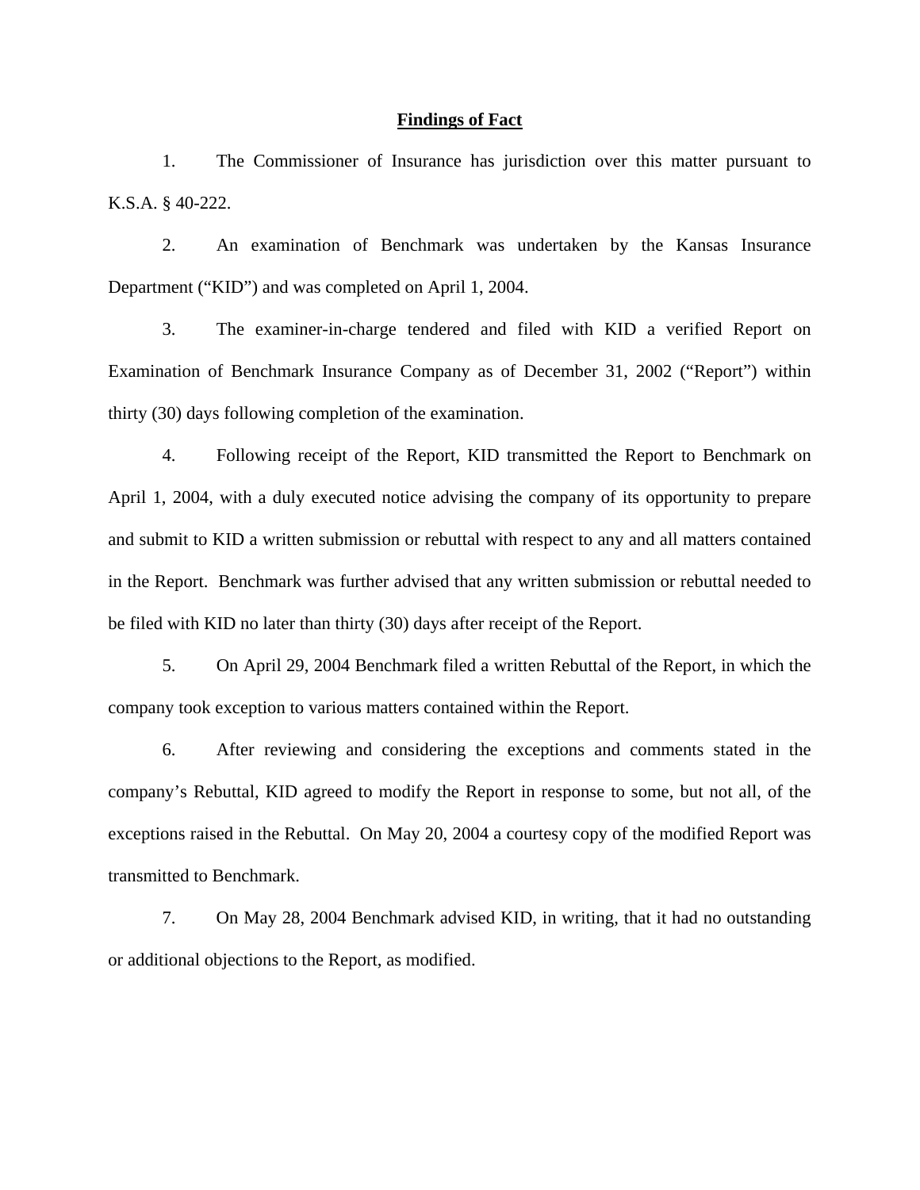## Findings of Fact

1. The Commissioner of Insurance has jurisdiction over this matter pursuant to K.S.A. § 40-222.

2. An examination of Benchmark was undertaken by the Kansas Insurance Department ("KID") and was completed on April 1, 2004.

3. The examiner-in-charge tendered and filed with KID a verified Report on Examination of Benchmark Insurance Company as of December 31, 2002 ("Report") within thirty (30) days following completion of the examination.

4. Following receipt of the Report, KID transmitted the Report to Benchmark on April 1, 2004, with a duly executed notice advising the company of its opportunity to prepare and submit to KID a written submission or rebuttal with respect to any and all matters contained in the Report. Benchmark was further advised that any written submission or rebuttal needed to be filed with KID no later than thirty (30) days after receipt of the Report.

5. On April 29, 2004 Benchmark filed a written Rebuttal of the Report, in which the company took exception to various matters contained within the Report.

6. After reviewing and considering the exceptions and comments stated in the company's Rebuttal, KID agreed to modify the Report in response to some, but not all, of the exceptions raised in the Rebuttal. On May 20, 2004 a courtesy copy of the modified Report was transmitted to Benchmark.

7. On May 28, 2004 Benchmark advised KID, in writing, that it had no outstanding or additional objections to the Report, as modified.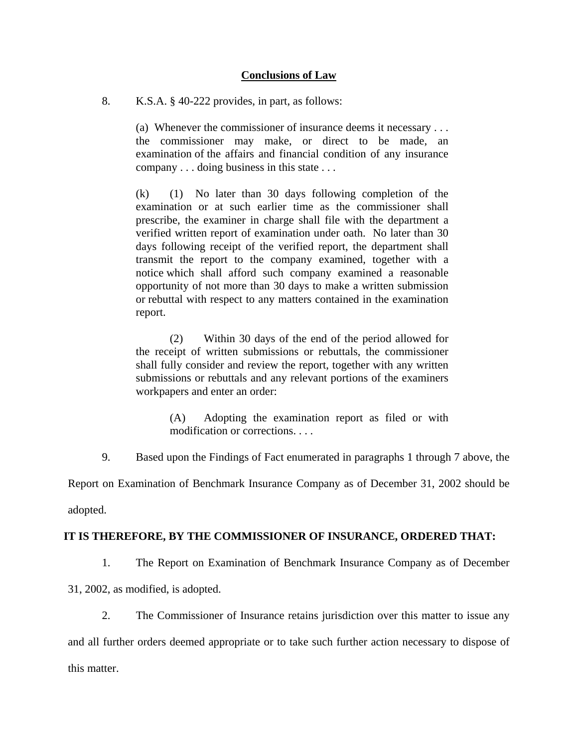## Conclusions of Law

8. K.S.A. § 40-222 provides, in part, as follows:

> (a) Whenever the commissioner of insurance deems it necessary . . . the commissioner may make, or direct to be made, an examination of the affairs and financial condition of any insurance company . . . doing business in this state . . .
>
> (k) (1) No later than 30 days following completion of the examination or at such earlier time as the commissioner shall prescribe, the examiner in charge shall file with the department a verified written report of examination under oath. No later than 30 days following receipt of the verified report, the department shall transmit the report to the company examined, together with a notice which shall afford such company examined a reasonable opportunity of not more than 30 days to make a written submission or rebuttal with respect to any matters contained in the examination report.
>
> (2) Within 30 days of the end of the period allowed for the receipt of written submissions or rebuttals, the commissioner shall fully consider and review the report, together with any written submissions or rebuttals and any relevant portions of the examiners workpapers and enter an order:
>
> > (A) Adopting the examination report as filed or with modification or corrections. . . .

9. Based upon the Findings of Fact enumerated in paragraphs 1 through 7 above, the Report on Examination of Benchmark Insurance Company as of December 31, 2002 should be adopted.

**IT IS THEREFORE, BY THE COMMISSIONER OF INSURANCE, ORDERED THAT:**

1. The Report on Examination of Benchmark Insurance Company as of December 31, 2002, as modified, is adopted.

2. The Commissioner of Insurance retains jurisdiction over this matter to issue any and all further orders deemed appropriate or to take such further action necessary to dispose of this matter.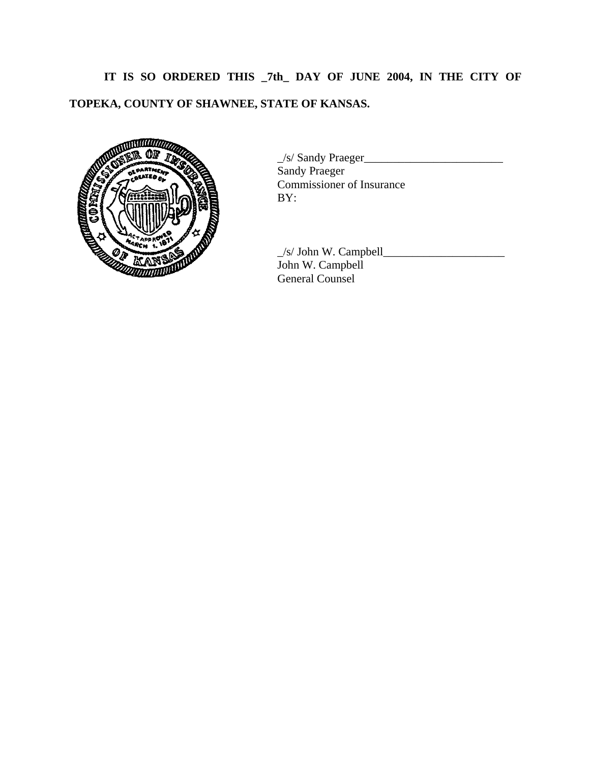**IT IS SO ORDERED THIS _7th_ DAY OF JUNE 2004, IN THE CITY OF TOPEKA, COUNTY OF SHAWNEE, STATE OF KANSAS.**

_/s/ Sandy Praeger________________________
Sandy Praeger
Commissioner of Insurance
BY:

_/s/ John W. Campbell_____________________
John W. Campbell
General Counsel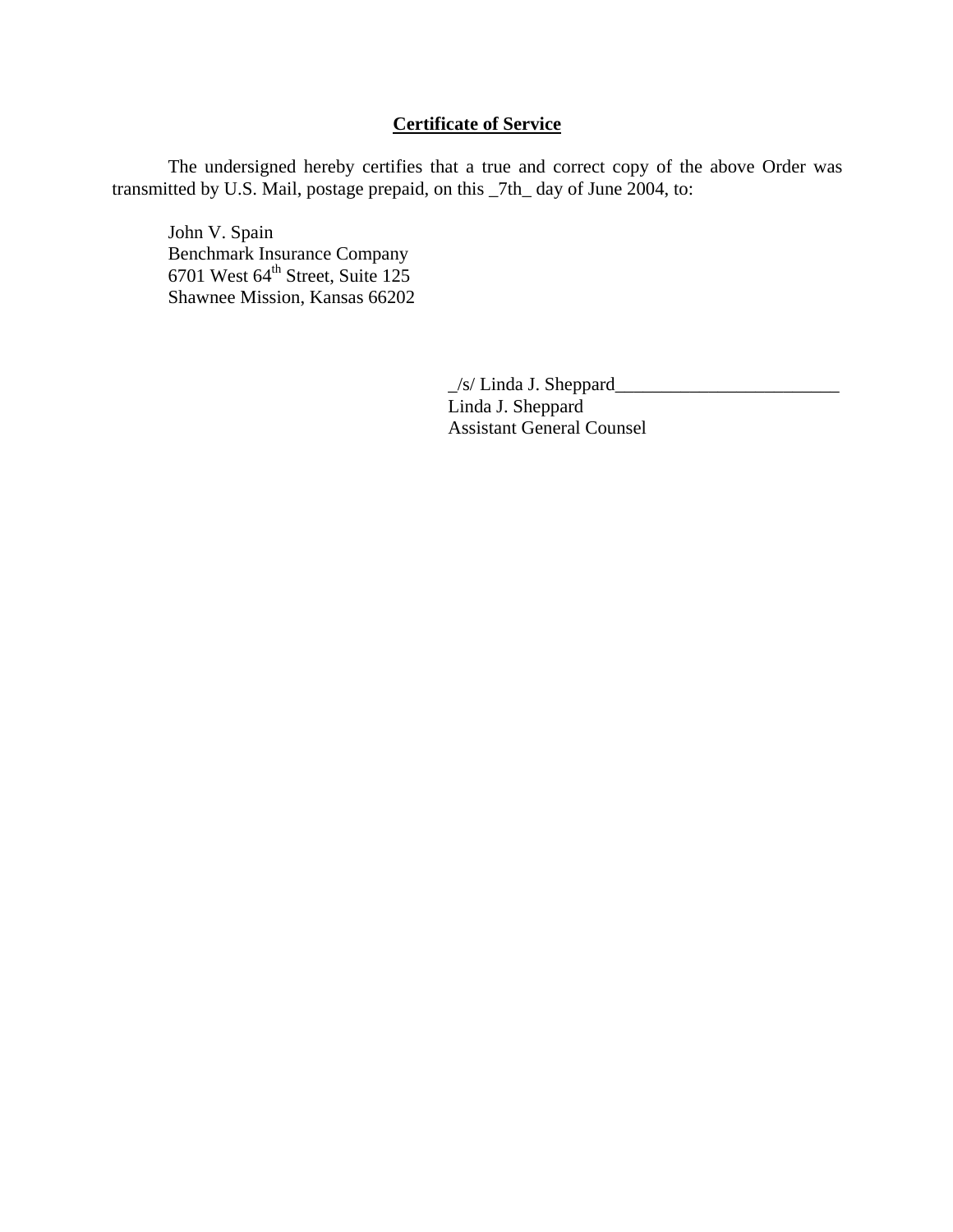**Certificate of Service**

The undersigned hereby certifies that a true and correct copy of the above Order was transmitted by U.S. Mail, postage prepaid, on this _7th_ day of June 2004, to:

John V. Spain  
Benchmark Insurance Company  
6701 West 64th Street, Suite 125  
Shawnee Mission, Kansas 66202

_/s/ Linda J. Sheppard________________________  
Linda J. Sheppard  
Assistant General Counsel